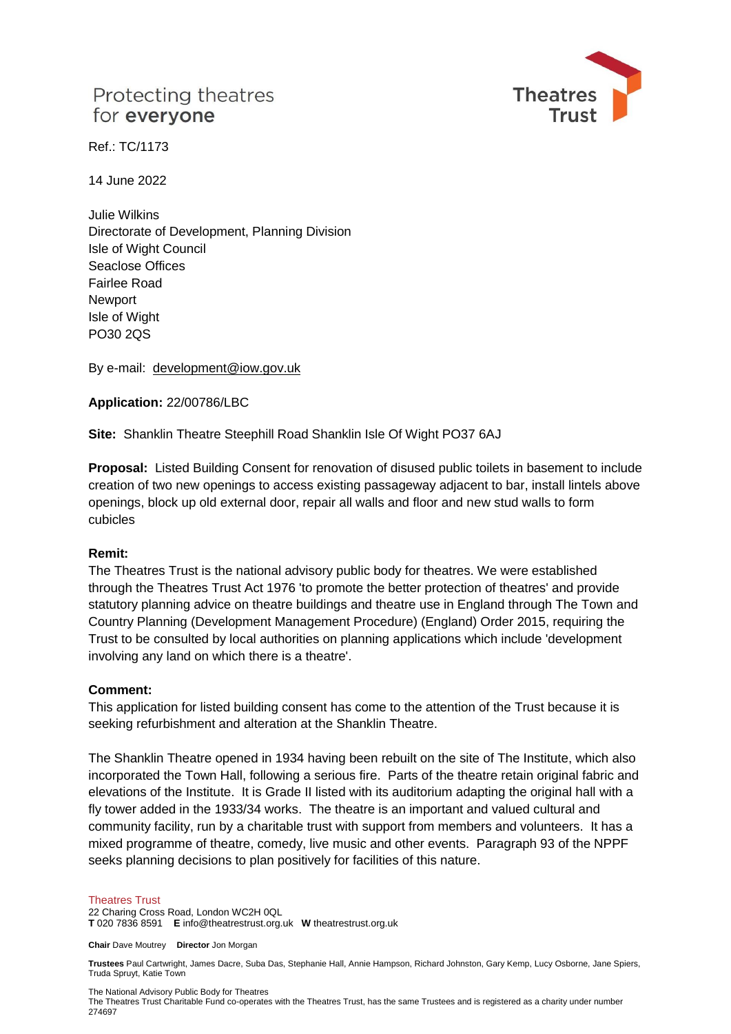Protecting theatres
for **everyone**

Theatres Trust

Ref.: TC/1173

14 June 2022

Julie Wilkins
Directorate of Development, Planning Division
Isle of Wight Council
Seaclose Offices
Fairlee Road
Newport
Isle of Wight
PO30 2QS

By e-mail: development@iow.gov.uk

**Application:** 22/00786/LBC

**Site:** Shanklin Theatre Steephill Road Shanklin Isle Of Wight PO37 6AJ

**Proposal:** Listed Building Consent for renovation of disused public toilets in basement to include creation of two new openings to access existing passageway adjacent to bar, install lintels above openings, block up old external door, repair all walls and floor and new stud walls to form cubicles

**Remit:**
The Theatres Trust is the national advisory public body for theatres. We were established through the Theatres Trust Act 1976 'to promote the better protection of theatres' and provide statutory planning advice on theatre buildings and theatre use in England through The Town and Country Planning (Development Management Procedure) (England) Order 2015, requiring the Trust to be consulted by local authorities on planning applications which include 'development involving any land on which there is a theatre'.

**Comment:**
This application for listed building consent has come to the attention of the Trust because it is seeking refurbishment and alteration at the Shanklin Theatre.

The Shanklin Theatre opened in 1934 having been rebuilt on the site of The Institute, which also incorporated the Town Hall, following a serious fire. Parts of the theatre retain original fabric and elevations of the Institute. It is Grade II listed with its auditorium adapting the original hall with a fly tower added in the 1933/34 works. The theatre is an important and valued cultural and community facility, run by a charitable trust with support from members and volunteers. It has a mixed programme of theatre, comedy, live music and other events. Paragraph 93 of the NPPF seeks planning decisions to plan positively for facilities of this nature.

Theatres Trust
22 Charing Cross Road, London WC2H 0QL
**T** 020 7836 8591 **E** info@theatrestrust.org.uk **W** theatrestrust.org.uk

**Chair** Dave Moutrey **Director** Jon Morgan

**Trustees** Paul Cartwright, James Dacre, Suba Das, Stephanie Hall, Annie Hampson, Richard Johnston, Gary Kemp, Lucy Osborne, Jane Spiers, Truda Spruyt, Katie Town

The National Advisory Public Body for Theatres
The Theatres Trust Charitable Fund co-operates with the Theatres Trust, has the same Trustees and is registered as a charity under number 274697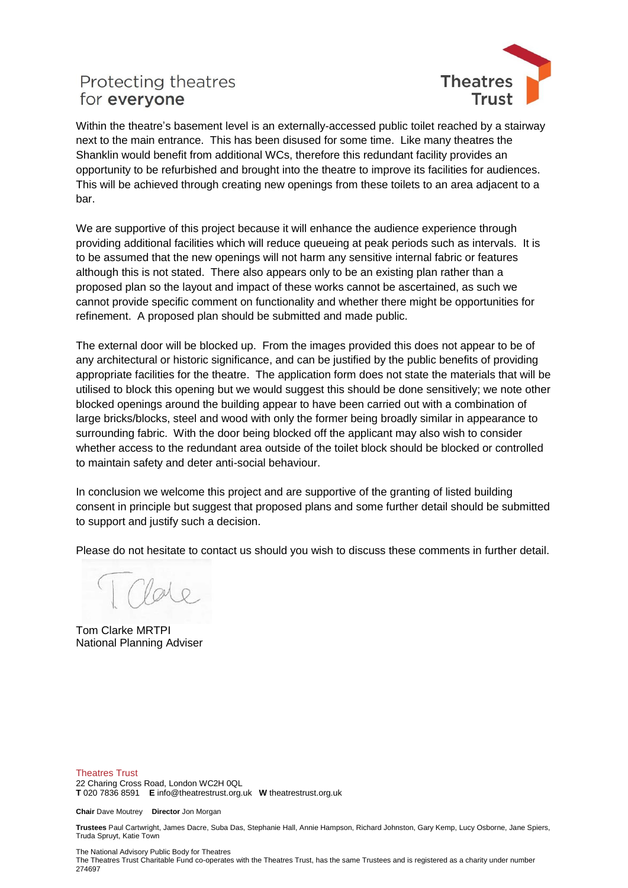Protecting theatres
for **everyone**

**Theatres Trust**

Within the theatre's basement level is an externally-accessed public toilet reached by a stairway next to the main entrance. This has been disused for some time. Like many theatres the Shanklin would benefit from additional WCs, therefore this redundant facility provides an opportunity to be refurbished and brought into the theatre to improve its facilities for audiences. This will be achieved through creating new openings from these toilets to an area adjacent to a bar.

We are supportive of this project because it will enhance the audience experience through providing additional facilities which will reduce queueing at peak periods such as intervals. It is to be assumed that the new openings will not harm any sensitive internal fabric or features although this is not stated. There also appears only to be an existing plan rather than a proposed plan so the layout and impact of these works cannot be ascertained, as such we cannot provide specific comment on functionality and whether there might be opportunities for refinement. A proposed plan should be submitted and made public.

The external door will be blocked up. From the images provided this does not appear to be of any architectural or historic significance, and can be justified by the public benefits of providing appropriate facilities for the theatre. The application form does not state the materials that will be utilised to block this opening but we would suggest this should be done sensitively; we note other blocked openings around the building appear to have been carried out with a combination of large bricks/blocks, steel and wood with only the former being broadly similar in appearance to surrounding fabric. With the door being blocked off the applicant may also wish to consider whether access to the redundant area outside of the toilet block should be blocked or controlled to maintain safety and deter anti-social behaviour.

In conclusion we welcome this project and are supportive of the granting of listed building consent in principle but suggest that proposed plans and some further detail should be submitted to support and justify such a decision.

Please do not hesitate to contact us should you wish to discuss these comments in further detail.

T Clarke

Tom Clarke MRTPI
National Planning Adviser

Theatres Trust
22 Charing Cross Road, London WC2H 0QL
**T** 020 7836 8591 **E** info@theatrestrust.org.uk **W** theatrestrust.org.uk

**Chair** Dave Moutrey **Director** Jon Morgan

**Trustees** Paul Cartwright, James Dacre, Suba Das, Stephanie Hall, Annie Hampson, Richard Johnston, Gary Kemp, Lucy Osborne, Jane Spiers, Truda Spruyt, Katie Town

The National Advisory Public Body for Theatres
The Theatres Trust Charitable Fund co-operates with the Theatres Trust, has the same Trustees and is registered as a charity under number 274697